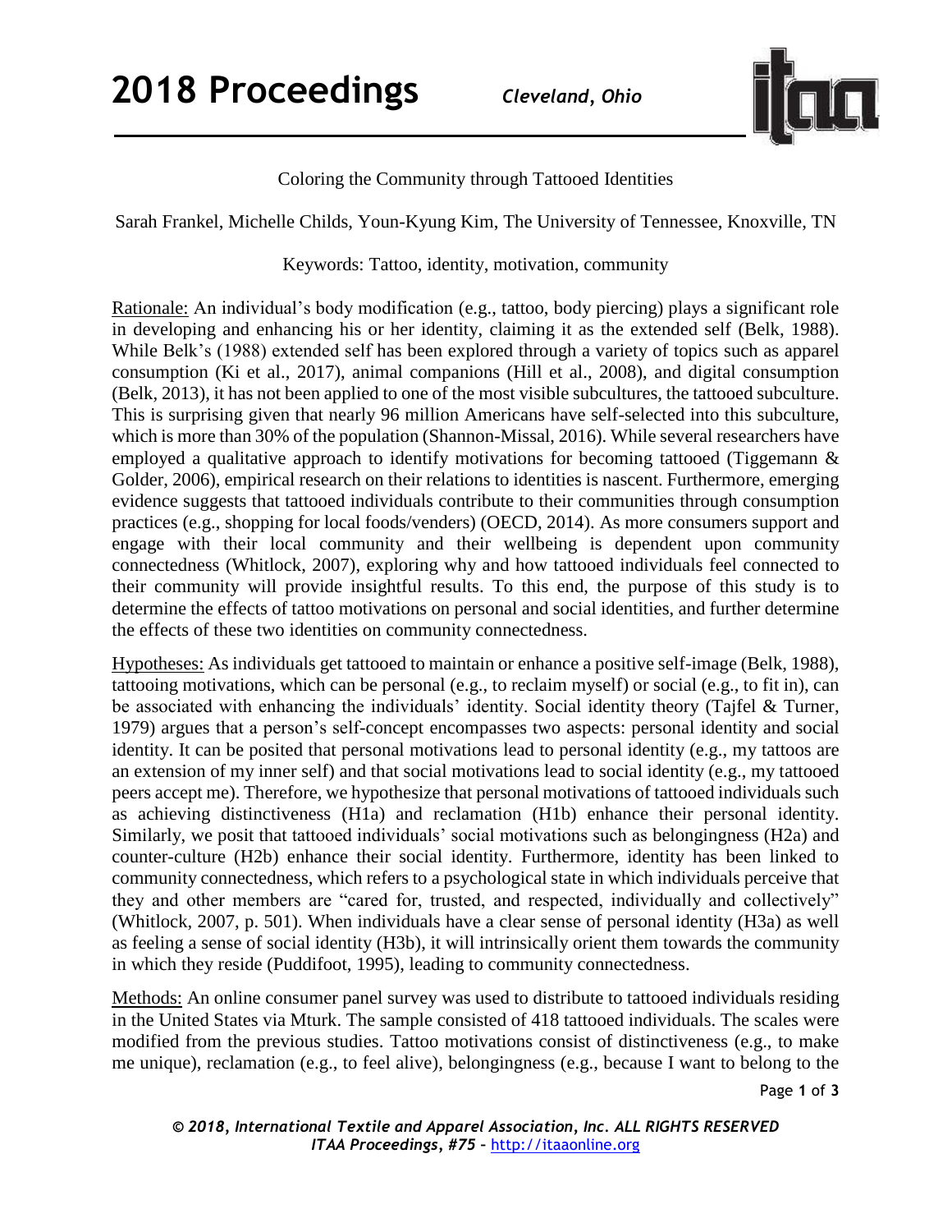# Coloring the Community through Tattooed Identities

Sarah Frankel, Michelle Childs, Youn-Kyung Kim, The University of Tennessee, Knoxville, TN

Keywords: Tattoo, identity, motivation, community

Rationale: An individual's body modification (e.g., tattoo, body piercing) plays a significant role in developing and enhancing his or her identity, claiming it as the extended self (Belk, 1988). While Belk's (1988) extended self has been explored through a variety of topics such as apparel consumption (Ki et al., 2017), animal companions (Hill et al., 2008), and digital consumption (Belk, 2013), it has not been applied to one of the most visible subcultures, the tattooed subculture. This is surprising given that nearly 96 million Americans have self-selected into this subculture, which is more than 30% of the population (Shannon-Missal, 2016). While several researchers have employed a qualitative approach to identify motivations for becoming tattooed (Tiggemann & Golder, 2006), empirical research on their relations to identities is nascent. Furthermore, emerging evidence suggests that tattooed individuals contribute to their communities through consumption practices (e.g., shopping for local foods/venders) (OECD, 2014). As more consumers support and engage with their local community and their wellbeing is dependent upon community connectedness (Whitlock, 2007), exploring why and how tattooed individuals feel connected to their community will provide insightful results. To this end, the purpose of this study is to determine the effects of tattoo motivations on personal and social identities, and further determine the effects of these two identities on community connectedness.

Hypotheses: As individuals get tattooed to maintain or enhance a positive self-image (Belk, 1988), tattooing motivations, which can be personal (e.g., to reclaim myself) or social (e.g., to fit in), can be associated with enhancing the individuals' identity. Social identity theory (Tajfel & Turner, 1979) argues that a person's self-concept encompasses two aspects: personal identity and social identity. It can be posited that personal motivations lead to personal identity (e.g., my tattoos are an extension of my inner self) and that social motivations lead to social identity (e.g., my tattooed peers accept me). Therefore, we hypothesize that personal motivations of tattooed individuals such as achieving distinctiveness (H1a) and reclamation (H1b) enhance their personal identity. Similarly, we posit that tattooed individuals' social motivations such as belongingness (H2a) and counter-culture (H2b) enhance their social identity. Furthermore, identity has been linked to community connectedness, which refers to a psychological state in which individuals perceive that they and other members are "cared for, trusted, and respected, individually and collectively" (Whitlock, 2007, p. 501). When individuals have a clear sense of personal identity (H3a) as well as feeling a sense of social identity (H3b), it will intrinsically orient them towards the community in which they reside (Puddifoot, 1995), leading to community connectedness.

Methods: An online consumer panel survey was used to distribute to tattooed individuals residing in the United States via Mturk. The sample consisted of 418 tattooed individuals. The scales were modified from the previous studies. Tattoo motivations consist of distinctiveness (e.g., to make me unique), reclamation (e.g., to feel alive), belongingness (e.g., because I want to belong to the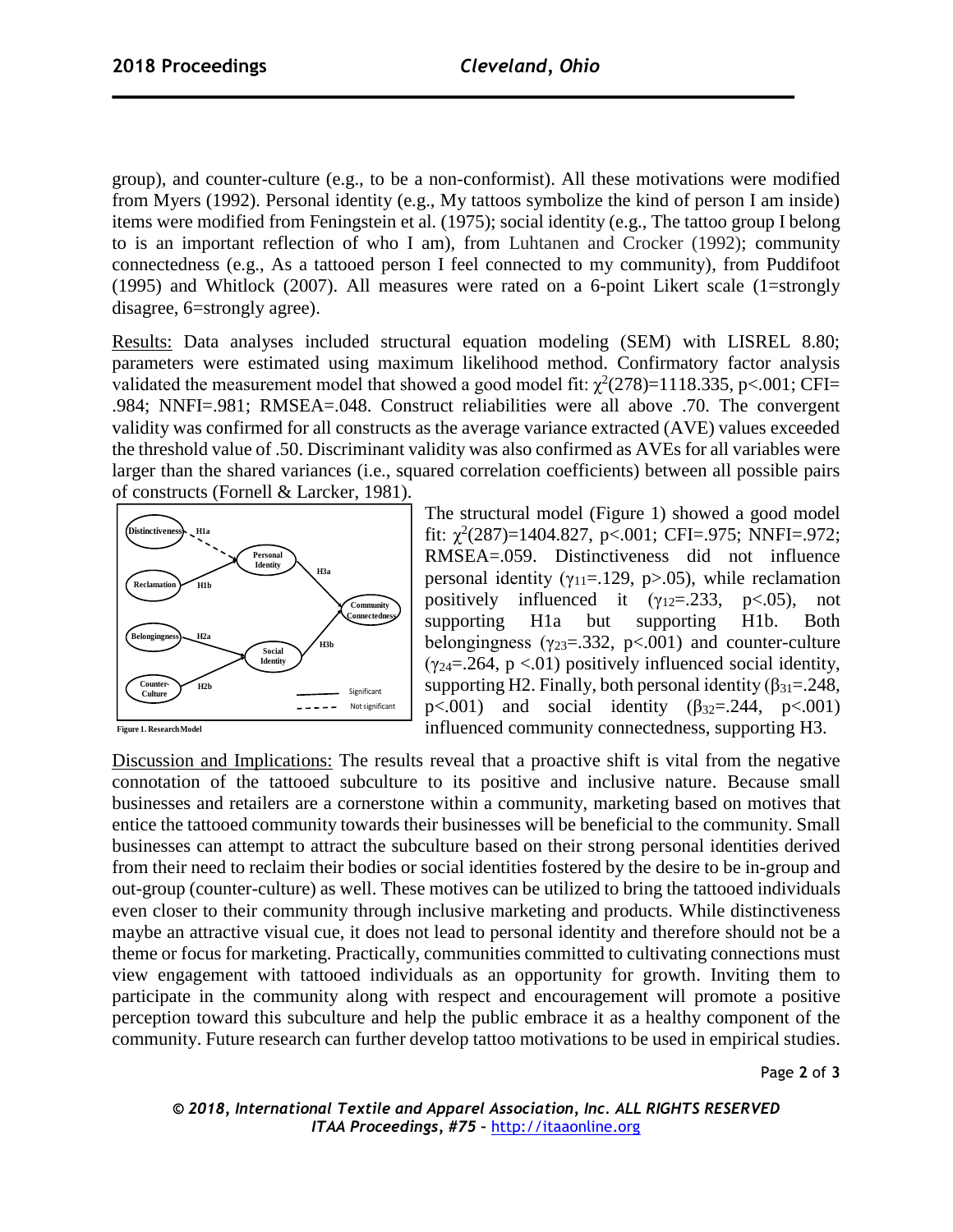group), and counter-culture (e.g., to be a non-conformist). All these motivations were modified from Myers (1992). Personal identity (e.g., My tattoos symbolize the kind of person I am inside) items were modified from Feningstein et al. (1975); social identity (e.g., The tattoo group I belong to is an important reflection of who I am), from Luhtanen and Crocker (1992); community connectedness (e.g., As a tattooed person I feel connected to my community), from Puddifoot (1995) and Whitlock (2007). All measures were rated on a 6-point Likert scale (1=strongly disagree, 6=strongly agree).

Results: Data analyses included structural equation modeling (SEM) with LISREL 8.80; parameters were estimated using maximum likelihood method. Confirmatory factor analysis validated the measurement model that showed a good model fit: $\chi^2(278)=1118.335$, $p<.001$; CFI= .984; NNFI=.981; RMSEA=.048. Construct reliabilities were all above .70. The convergent validity was confirmed for all constructs as the average variance extracted (AVE) values exceeded the threshold value of .50. Discriminant validity was also confirmed as AVEs for all variables were larger than the shared variances (i.e., squared correlation coefficients) between all possible pairs of constructs (Fornell & Larcker, 1981).

Figure 1. Research Model

The structural model (Figure 1) showed a good model fit: $\chi^2(287)=1404.827$, $p<.001$; CFI=.975; NNFI=.972; RMSEA=.059. Distinctiveness did not influence personal identity ($\gamma_{11}=.129$, $p>.05$), while reclamation positively influenced it ($\gamma_{12}=.233$, $p<.05$), not supporting H1a but supporting H1b. Both belongingness ($\gamma_{23}=.332$, $p<.001$) and counter-culture ($\gamma_{24}=.264$, $p<.01$) positively influenced social identity, supporting H2. Finally, both personal identity ($\beta_{31}=.248$, $p<.001$) and social identity ($\beta_{32}=.244$, $p<.001$) influenced community connectedness, supporting H3.

Discussion and Implications: The results reveal that a proactive shift is vital from the negative connotation of the tattooed subculture to its positive and inclusive nature. Because small businesses and retailers are a cornerstone within a community, marketing based on motives that entice the tattooed community towards their businesses will be beneficial to the community. Small businesses can attempt to attract the subculture based on their strong personal identities derived from their need to reclaim their bodies or social identities fostered by the desire to be in-group and out-group (counter-culture) as well. These motives can be utilized to bring the tattooed individuals even closer to their community through inclusive marketing and products. While distinctiveness maybe an attractive visual cue, it does not lead to personal identity and therefore should not be a theme or focus for marketing. Practically, communities committed to cultivating connections must view engagement with tattooed individuals as an opportunity for growth. Inviting them to participate in the community along with respect and encouragement will promote a positive perception toward this subculture and help the public embrace it as a healthy component of the community. Future research can further develop tattoo motivations to be used in empirical studies.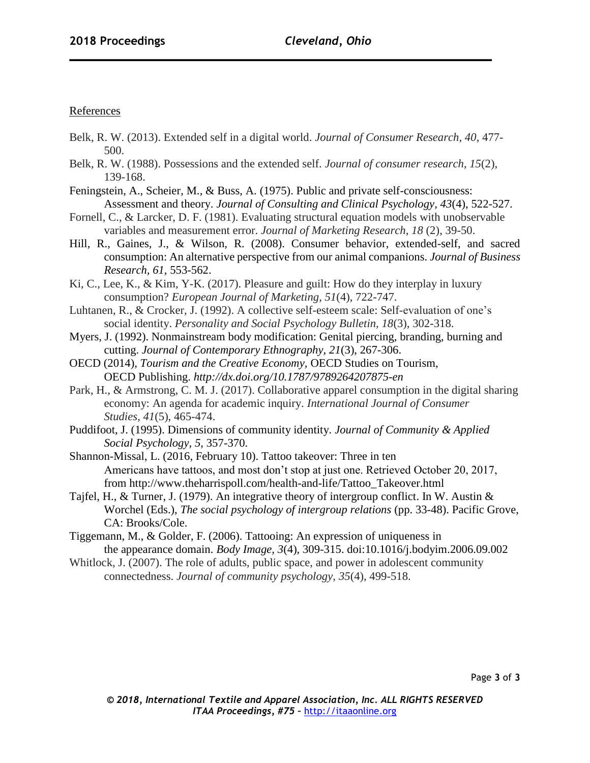References

Belk, R. W. (2013). Extended self in a digital world. *Journal of Consumer Research, 40*, 477-500.

Belk, R. W. (1988). Possessions and the extended self. *Journal of consumer research*, *15*(2), 139-168.

Feningstein, A., Scheier, M., & Buss, A. (1975). Public and private self-consciousness: Assessment and theory. *Journal of Consulting and Clinical Psychology, 43*(4), 522-527.

Fornell, C., & Larcker, D. F. (1981). Evaluating structural equation models with unobservable variables and measurement error. *Journal of Marketing Research*, *18* (2), 39-50.

Hill, R., Gaines, J., & Wilson, R. (2008). Consumer behavior, extended-self, and sacred consumption: An alternative perspective from our animal companions. *Journal of Business Research, 61,* 553-562.

Ki, C., Lee, K., & Kim, Y-K. (2017). Pleasure and guilt: How do they interplay in luxury consumption? *European Journal of Marketing, 51*(4), 722-747.

Luhtanen, R., & Crocker, J. (1992). A collective self-esteem scale: Self-evaluation of one's social identity. *Personality and Social Psychology Bulletin*, *18*(3), 302-318.

Myers, J. (1992). Nonmainstream body modification: Genital piercing, branding, burning and cutting. *Journal of Contemporary Ethnography*, *21*(3), 267-306.

OECD (2014), *Tourism and the Creative Economy*, OECD Studies on Tourism, OECD Publishing. *http://dx.doi.org/10.1787/9789264207875-en*

Park, H., & Armstrong, C. M. J. (2017). Collaborative apparel consumption in the digital sharing economy: An agenda for academic inquiry. *International Journal of Consumer Studies*, *41*(5), 465-474.

Puddifoot, J. (1995). Dimensions of community identity. *Journal of Community & Applied Social Psychology, 5*, 357-370.

Shannon-Missal, L. (2016, February 10). Tattoo takeover: Three in ten Americans have tattoos, and most don't stop at just one. Retrieved October 20, 2017, from http://www.theharrispoll.com/health-and-life/Tattoo_Takeover.html

Tajfel, H., & Turner, J. (1979). An integrative theory of intergroup conflict. In W. Austin & Worchel (Eds.), *The social psychology of intergroup relations* (pp. 33-48). Pacific Grove, CA: Brooks/Cole.

Tiggemann, M., & Golder, F. (2006). Tattooing: An expression of uniqueness in the appearance domain. *Body Image, 3*(4), 309-315. doi:10.1016/j.bodyim.2006.09.002

Whitlock, J. (2007). The role of adults, public space, and power in adolescent community connectedness. *Journal of community psychology*, *35*(4), 499-518.